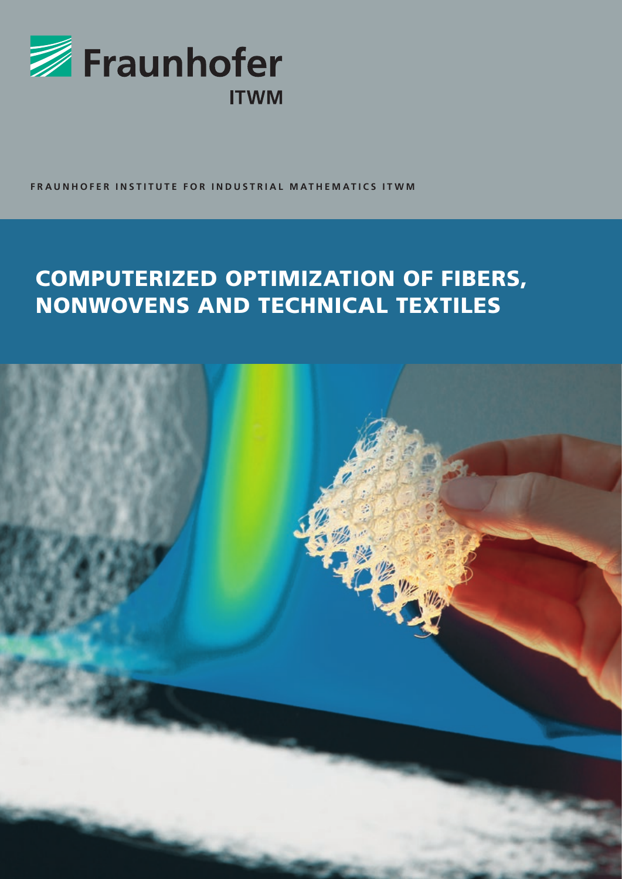Fraunhofer

ITWM

FRAUNHOFER INSTITUTE FOR INDUSTRIAL MATHEMATICS ITWM

# COMPUTERIZED OPTIMIZATION OF FIBERS, NONWOVENS AND TECHNICAL TEXTILES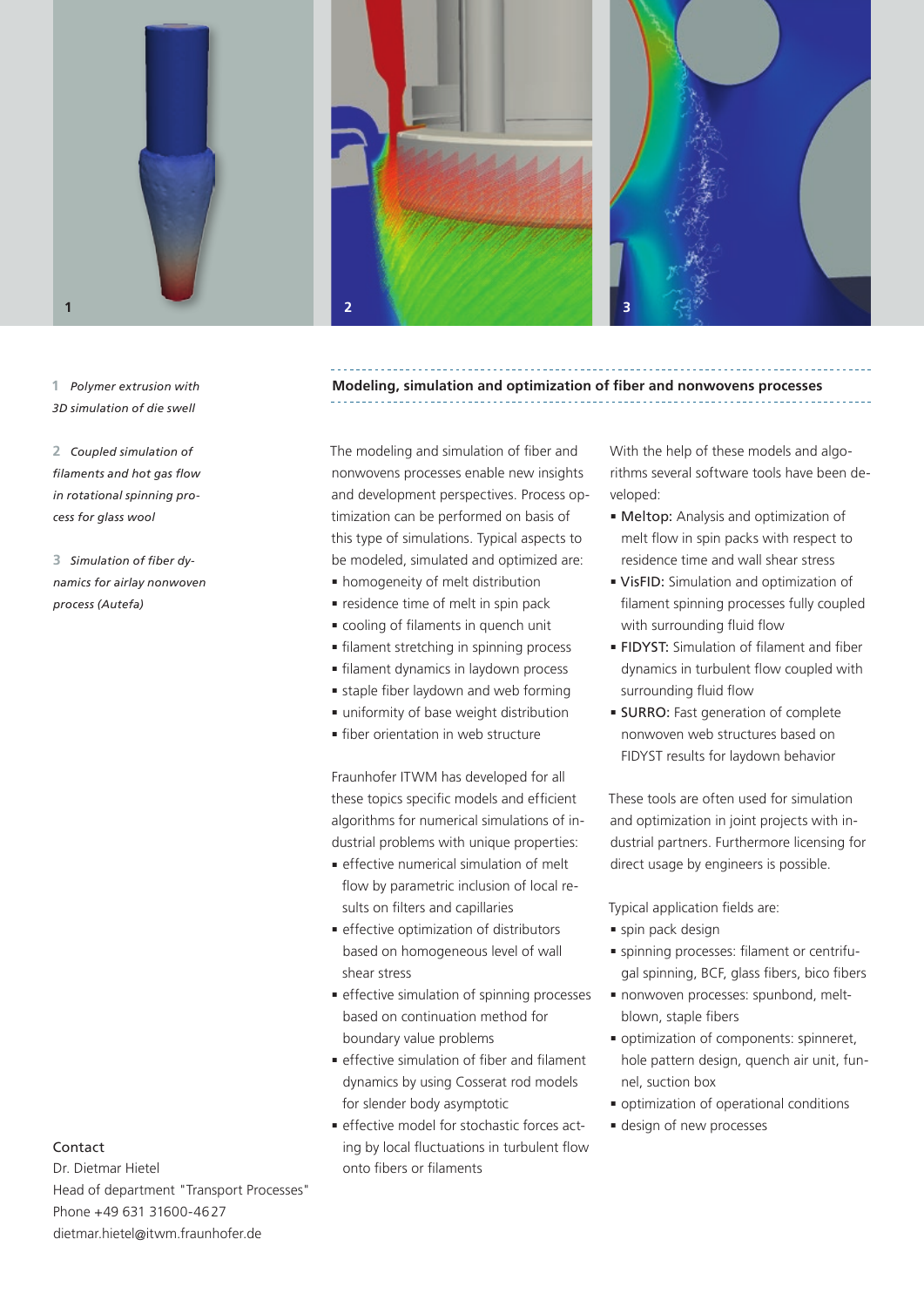1 *Polymer extrusion with 3D simulation of die swell*

2 *Coupled simulation of filaments and hot gas flow in rotational spinning process for glass wool*

3 *Simulation of fiber dynamics for airlay nonwoven process (Autefa)*

## Modeling, simulation and optimization of fiber and nonwovens processes

The modeling and simulation of fiber and nonwovens processes enable new insights and development perspectives. Process optimization can be performed on basis of this type of simulations. Typical aspects to be modeled, simulated and optimized are:

- homogeneity of melt distribution
- residence time of melt in spin pack
- cooling of filaments in quench unit
- filament stretching in spinning process
- filament dynamics in laydown process
- staple fiber laydown and web forming
- uniformity of base weight distribution
- fiber orientation in web structure

Fraunhofer ITWM has developed for all these topics specific models and efficient algorithms for numerical simulations of industrial problems with unique properties:

- effective numerical simulation of melt flow by parametric inclusion of local results on filters and capillaries
- effective optimization of distributors based on homogeneous level of wall shear stress
- effective simulation of spinning processes based on continuation method for boundary value problems
- effective simulation of fiber and filament dynamics by using Cosserat rod models for slender body asymptotic
- effective model for stochastic forces acting by local fluctuations in turbulent flow onto fibers or filaments

With the help of these models and algorithms several software tools have been developed:

- Meltop: Analysis and optimization of melt flow in spin packs with respect to residence time and wall shear stress
- VisFID: Simulation and optimization of filament spinning processes fully coupled with surrounding fluid flow
- FIDYST: Simulation of filament and fiber dynamics in turbulent flow coupled with surrounding fluid flow
- SURRO: Fast generation of complete nonwoven web structures based on FIDYST results for laydown behavior

These tools are often used for simulation and optimization in joint projects with industrial partners. Furthermore licensing for direct usage by engineers is possible.

Typical application fields are:

- spin pack design
- spinning processes: filament or centrifugal spinning, BCF, glass fibers, bico fibers
- nonwoven processes: spunbond, meltblown, staple fibers
- optimization of components: spinneret, hole pattern design, quench air unit, funnel, suction box
- optimization of operational conditions
- design of new processes

Contact
Dr. Dietmar Hietel
Head of department "Transport Processes"
Phone +49 631 31600-4627
dietmar.hietel@itwm.fraunhofer.de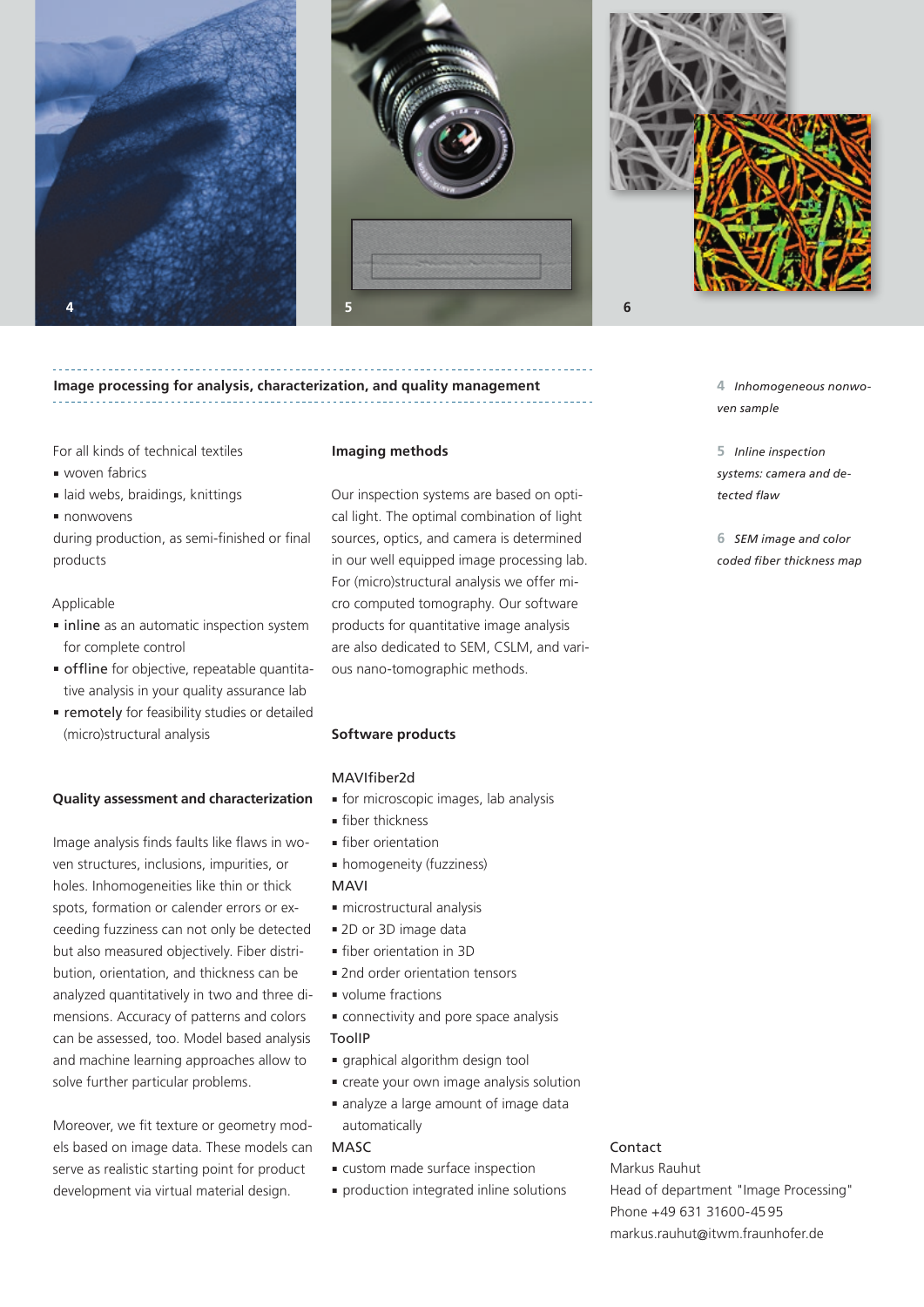## Image processing for analysis, characterization, and quality management

For all kinds of technical textiles

- woven fabrics
- laid webs, braidings, knittings
- nonwovens

during production, as semi-finished or final products

Applicable

- inline as an automatic inspection system for complete control
- offline for objective, repeatable quantitative analysis in your quality assurance lab
- remotely for feasibility studies or detailed (micro)structural analysis

### Quality assessment and characterization

Image analysis finds faults like flaws in woven structures, inclusions, impurities, or holes. Inhomogeneities like thin or thick spots, formation or calender errors or exceeding fuzziness can not only be detected but also measured objectively. Fiber distribution, orientation, and thickness can be analyzed quantitatively in two and three dimensions. Accuracy of patterns and colors can be assessed, too. Model based analysis and machine learning approaches allow to solve further particular problems.

Moreover, we fit texture or geometry models based on image data. These models can serve as realistic starting point for product development via virtual material design.

### Imaging methods

Our inspection systems are based on optical light. The optimal combination of light sources, optics, and camera is determined in our well equipped image processing lab. For (micro)structural analysis we offer micro computed tomography. Our software products for quantitative image analysis are also dedicated to SEM, CSLM, and various nano-tomographic methods.

### Software products

MAVIfiber2d

- for microscopic images, lab analysis
- fiber thickness
- fiber orientation
- homogeneity (fuzziness)

MAVI

- microstructural analysis
- 2D or 3D image data
- fiber orientation in 3D
- 2nd order orientation tensors
- volume fractions
- connectivity and pore space analysis

ToolIP

- graphical algorithm design tool
- create your own image analysis solution
- analyze a large amount of image data automatically

MASC

- custom made surface inspection
- production integrated inline solutions

*4 Inhomogeneous nonwoven sample*

*5 Inline inspection systems: camera and detected flaw*

*6 SEM image and color coded fiber thickness map*

Contact
Markus Rauhut
Head of department "Image Processing"
Phone +49 631 31600-4595
markus.rauhut@itwm.fraunhofer.de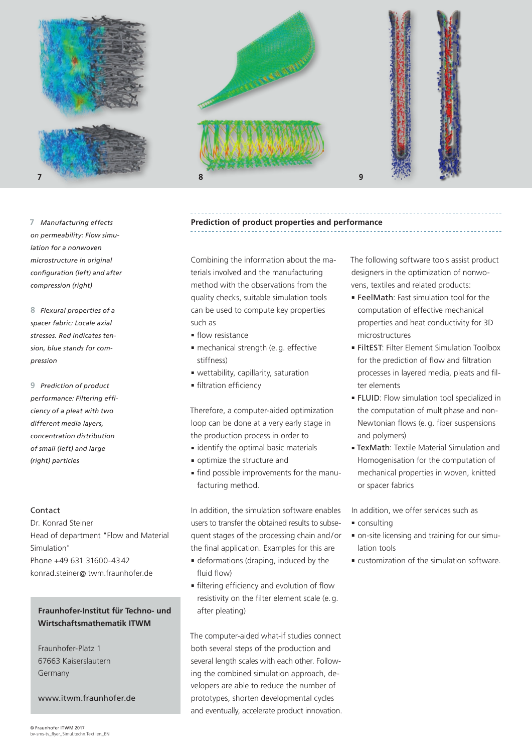**7** *Manufacturing effects on permeability: Flow simulation for a nonwoven microstructure in original configuration (left) and after compression (right)*

**8** *Flexural properties of a spacer fabric: Locale axial stresses. Red indicates tension, blue stands for compression*

**9** *Prediction of product performance: Filtering efficiency of a pleat with two different media layers, concentration distribution of small (left) and large (right) particles*

## Prediction of product properties and performance

Combining the information about the materials involved and the manufacturing method with the observations from the quality checks, suitable simulation tools can be used to compute key properties such as

- flow resistance
- mechanical strength (e. g. effective stiffness)
- wettability, capillarity, saturation
- filtration efficiency

Therefore, a computer-aided optimization loop can be done at a very early stage in the production process in order to

- identify the optimal basic materials
- optimize the structure and
- find possible improvements for the manufacturing method.

In addition, the simulation software enables users to transfer the obtained results to subsequent stages of the processing chain and/or the final application. Examples for this are

- deformations (draping, induced by the fluid flow)
- filtering efficiency and evolution of flow resistivity on the filter element scale (e. g. after pleating)

The computer-aided what-if studies connect both several steps of the production and several length scales with each other. Following the combined simulation approach, developers are able to reduce the number of prototypes, shorten developmental cycles and eventually, accelerate product innovation.

The following software tools assist product designers in the optimization of nonwovens, textiles and related products:

- FeelMath: Fast simulation tool for the computation of effective mechanical properties and heat conductivity for 3D microstructures
- FiltEST: Filter Element Simulation Toolbox for the prediction of flow and filtration processes in layered media, pleats and filter elements
- FLUID: Flow simulation tool specialized in the computation of multiphase and non-Newtonian flows (e. g. fiber suspensions and polymers)
- TexMath: Textile Material Simulation and Homogenisation for the computation of mechanical properties in woven, knitted or spacer fabrics

In addition, we offer services such as

- consulting
- on-site licensing and training for our simulation tools
- customization of the simulation software.

Contact

Dr. Konrad Steiner
Head of department "Flow and Material Simulation"
Phone +49 631 31600-4342
konrad.steiner@itwm.fraunhofer.de

**Fraunhofer-Institut für Techno- und Wirtschaftsmathematik ITWM**

Fraunhofer-Platz 1
67663 Kaiserslautern
Germany

www.itwm.fraunhofer.de

© Fraunhofer ITWM 2017
bv-sms-tv_flyer_Simul.techn.Textlien_EN